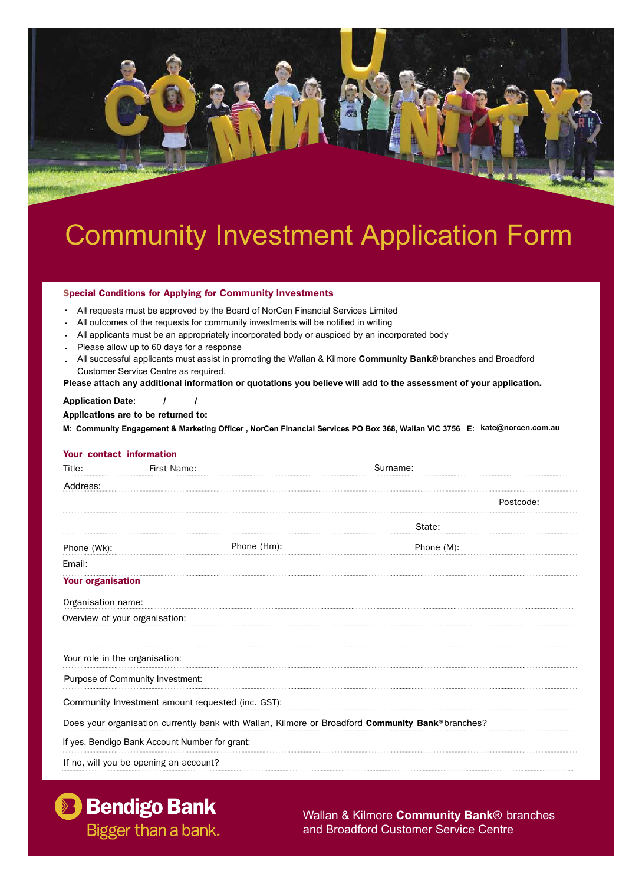# Community Investment Application Form

### Special Conditions for Applying for Community Investments

- All requests must be approved by the Board of NorCen Financial Services Limited
- All outcomes of the requests for community investments will be notified in writing
- All applicants must be an appropriately incorporated body or auspiced by an incorporated body
- Please allow up to 60 days for a response
- All successful applicants must assist in promoting the Wallan & Kilmore **Community Bank**® branches and Broadford Customer Service Centre as required.

**Please attach any additional information or quotations you believe will add to the assessment of your application.**

**Application Date:** / /

**Applications are to be returned to:**

**M: Community Engagement & Marketing Officer , NorCen Financial Services PO Box 368, Wallan VIC 3756 E: kate@norcen.com.au**

### Your contact information

Title: First Name: Surname:

Address:

Postcode:

State:

Phone (Wk): Phone (Hm): Phone (M):

Email:

### Your organisation

Organisation name:

Overview of your organisation:

Your role in the organisation:

Purpose of Community Investment:

Community Investment amount requested (inc. GST):

Does your organisation currently bank with Wallan, Kilmore or Broadford **Community Bank**® branches?

If yes, Bendigo Bank Account Number for grant:

If no, will you be opening an account?

Bendigo Bank
Bigger than a bank.

Wallan & Kilmore **Community Bank**® branches and Broadford Customer Service Centre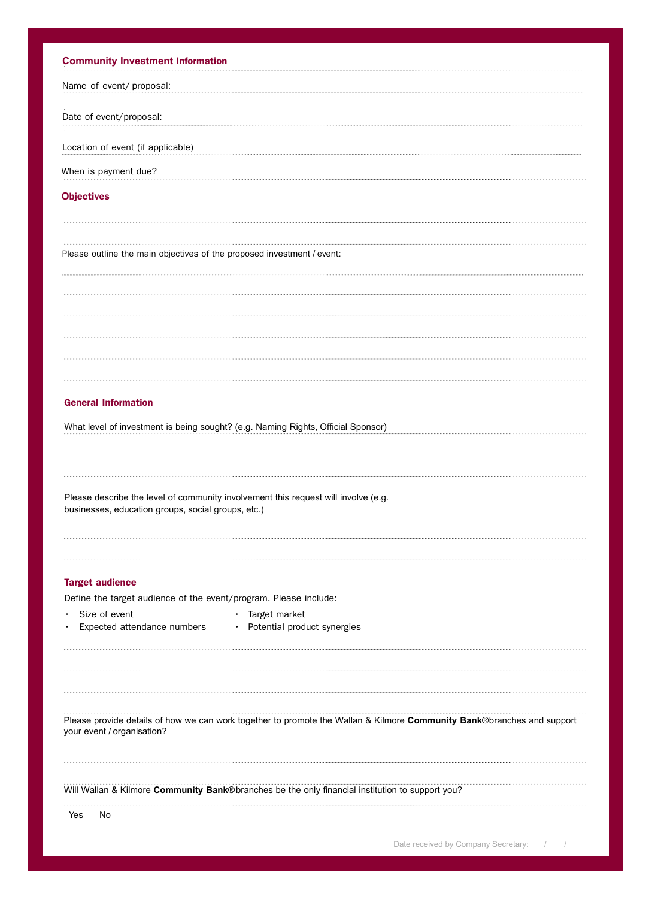## Community Investment Information

Name of event/ proposal:

Date of event/proposal:

Location of event (if applicable)

When is payment due?

## Objectives

Please outline the main objectives of the proposed investment / event:

## General Information

What level of investment is being sought? (e.g. Naming Rights, Official Sponsor)

Please describe the level of community involvement this request will involve (e.g. businesses, education groups, social groups, etc.)

## Target audience

Define the target audience of the event/program. Please include:

- Size of event
- Expected attendance numbers
- Target market
- Potential product synergies

Please provide details of how we can work together to promote the Wallan & Kilmore **Community Bank**®branches and support your event / organisation?

Will Wallan & Kilmore **Community Bank**®branches be the only financial institution to support you?

Yes No

Date received by Company Secretary: / /